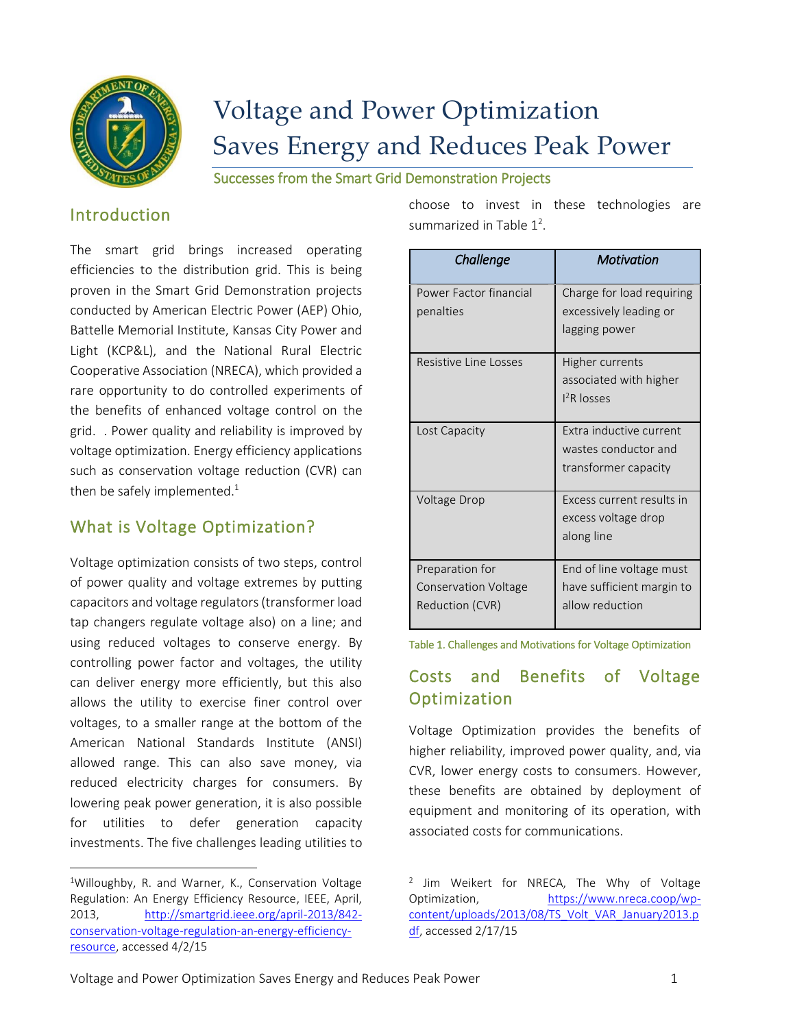# Voltage and Power Optimization Saves Energy and Reduces Peak Power

Successes from the Smart Grid Demonstration Projects

## Introduction

The smart grid brings increased operating efficiencies to the distribution grid. This is being proven in the Smart Grid Demonstration projects conducted by American Electric Power (AEP) Ohio, Battelle Memorial Institute, Kansas City Power and Light (KCP&L), and the National Rural Electric Cooperative Association (NRECA), which provided a rare opportunity to do controlled experiments of the benefits of enhanced voltage control on the grid. . Power quality and reliability is improved by voltage optimization. Energy efficiency applications such as conservation voltage reduction (CVR) can then be safely implemented.[1]

## What is Voltage Optimization?

Voltage optimization consists of two steps, control of power quality and voltage extremes by putting capacitors and voltage regulators (transformer load tap changers regulate voltage also) on a line; and using reduced voltages to conserve energy. By controlling power factor and voltages, the utility can deliver energy more efficiently, but this also allows the utility to exercise finer control over voltages, to a smaller range at the bottom of the American National Standards Institute (ANSI) allowed range. This can also save money, via reduced electricity charges for consumers. By lowering peak power generation, it is also possible for utilities to defer generation capacity investments. The five challenges leading utilities to choose to invest in these technologies are summarized in Table 1[2].

| *Challenge* | *Motivation* |
|---|---|
| Power Factor financial penalties | Charge for load requiring excessively leading or lagging power |
| Resistive Line Losses | Higher currents associated with higher $I^2R$ losses |
| Lost Capacity | Extra inductive current wastes conductor and transformer capacity |
| Voltage Drop | Excess current results in excess voltage drop along line |
| Preparation for Conservation Voltage Reduction (CVR) | End of line voltage must have sufficient margin to allow reduction |

Table 1. Challenges and Motivations for Voltage Optimization

## Costs and Benefits of Voltage Optimization

Voltage Optimization provides the benefits of higher reliability, improved power quality, and, via CVR, lower energy costs to consumers. However, these benefits are obtained by deployment of equipment and monitoring of its operation, with associated costs for communications.

---

[1] Willoughby, R. and Warner, K., Conservation Voltage Regulation: An Energy Efficiency Resource, IEEE, April, 2013, http://smartgrid.ieee.org/april-2013/842-conservation-voltage-regulation-an-energy-efficiency-resource, accessed 4/2/15

[2] Jim Weikert for NRECA, The Why of Voltage Optimization, https://www.nreca.coop/wp-content/uploads/2013/08/TS_Volt_VAR_January2013.pdf, accessed 2/17/15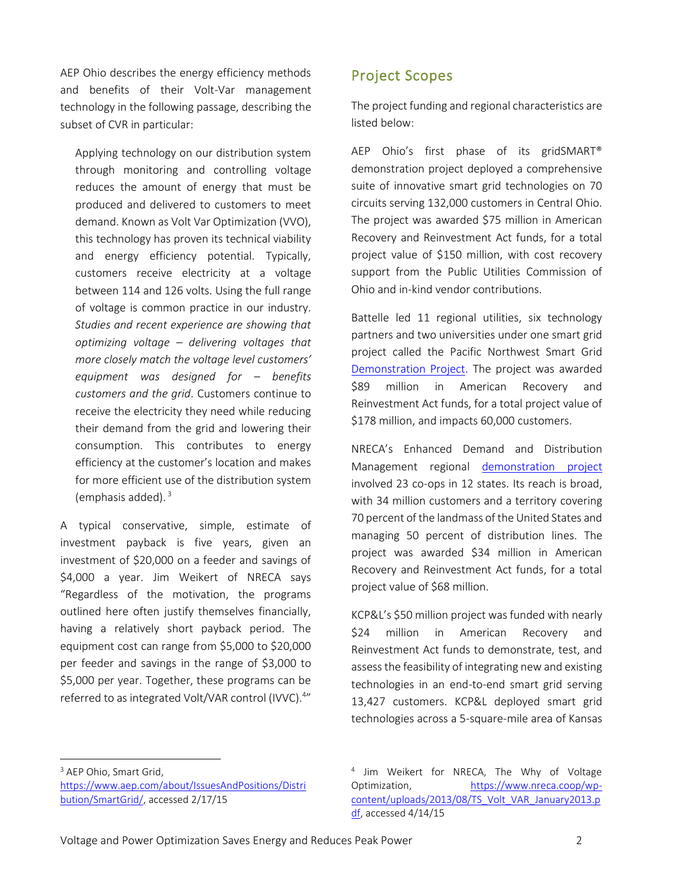AEP Ohio describes the energy efficiency methods and benefits of their Volt-Var management technology in the following passage, describing the subset of CVR in particular:

> Applying technology on our distribution system through monitoring and controlling voltage reduces the amount of energy that must be produced and delivered to customers to meet demand. Known as Volt Var Optimization (VVO), this technology has proven its technical viability and energy efficiency potential. Typically, customers receive electricity at a voltage between 114 and 126 volts. Using the full range of voltage is common practice in our industry. *Studies and recent experience are showing that optimizing voltage – delivering voltages that more closely match the voltage level customers' equipment was designed for – benefits customers and the grid*. Customers continue to receive the electricity they need while reducing their demand from the grid and lowering their consumption. This contributes to energy efficiency at the customer's location and makes for more efficient use of the distribution system (emphasis added). [3]

A typical conservative, simple, estimate of investment payback is five years, given an investment of $20,000 on a feeder and savings of $4,000 a year. Jim Weikert of NRECA says "Regardless of the motivation, the programs outlined here often justify themselves financially, having a relatively short payback period. The equipment cost can range from $5,000 to $20,000 per feeder and savings in the range of $3,000 to $5,000 per year. Together, these programs can be referred to as integrated Volt/VAR control (IVVC).[4]"

## Project Scopes

The project funding and regional characteristics are listed below:

AEP Ohio's first phase of its gridSMART® demonstration project deployed a comprehensive suite of innovative smart grid technologies on 70 circuits serving 132,000 customers in Central Ohio. The project was awarded $75 million in American Recovery and Reinvestment Act funds, for a total project value of $150 million, with cost recovery support from the Public Utilities Commission of Ohio and in-kind vendor contributions.

Battelle led 11 regional utilities, six technology partners and two universities under one smart grid project called the Pacific Northwest Smart Grid Demonstration Project. The project was awarded $89 million in American Recovery and Reinvestment Act funds, for a total project value of $178 million, and impacts 60,000 customers.

NRECA's Enhanced Demand and Distribution Management regional demonstration project involved 23 co-ops in 12 states. Its reach is broad, with 34 million customers and a territory covering 70 percent of the landmass of the United States and managing 50 percent of distribution lines. The project was awarded $34 million in American Recovery and Reinvestment Act funds, for a total project value of $68 million.

KCP&L's $50 million project was funded with nearly $24 million in American Recovery and Reinvestment Act funds to demonstrate, test, and assess the feasibility of integrating new and existing technologies in an end-to-end smart grid serving 13,427 customers. KCP&L deployed smart grid technologies across a 5-square-mile area of Kansas

---

[3] AEP Ohio, Smart Grid, https://www.aep.com/about/IssuesAndPositions/Distribution/SmartGrid/, accessed 2/17/15

[4] Jim Weikert for NRECA, The Why of Voltage Optimization, https://www.nreca.coop/wp-content/uploads/2013/08/TS_Volt_VAR_January2013.pdf, accessed 4/14/15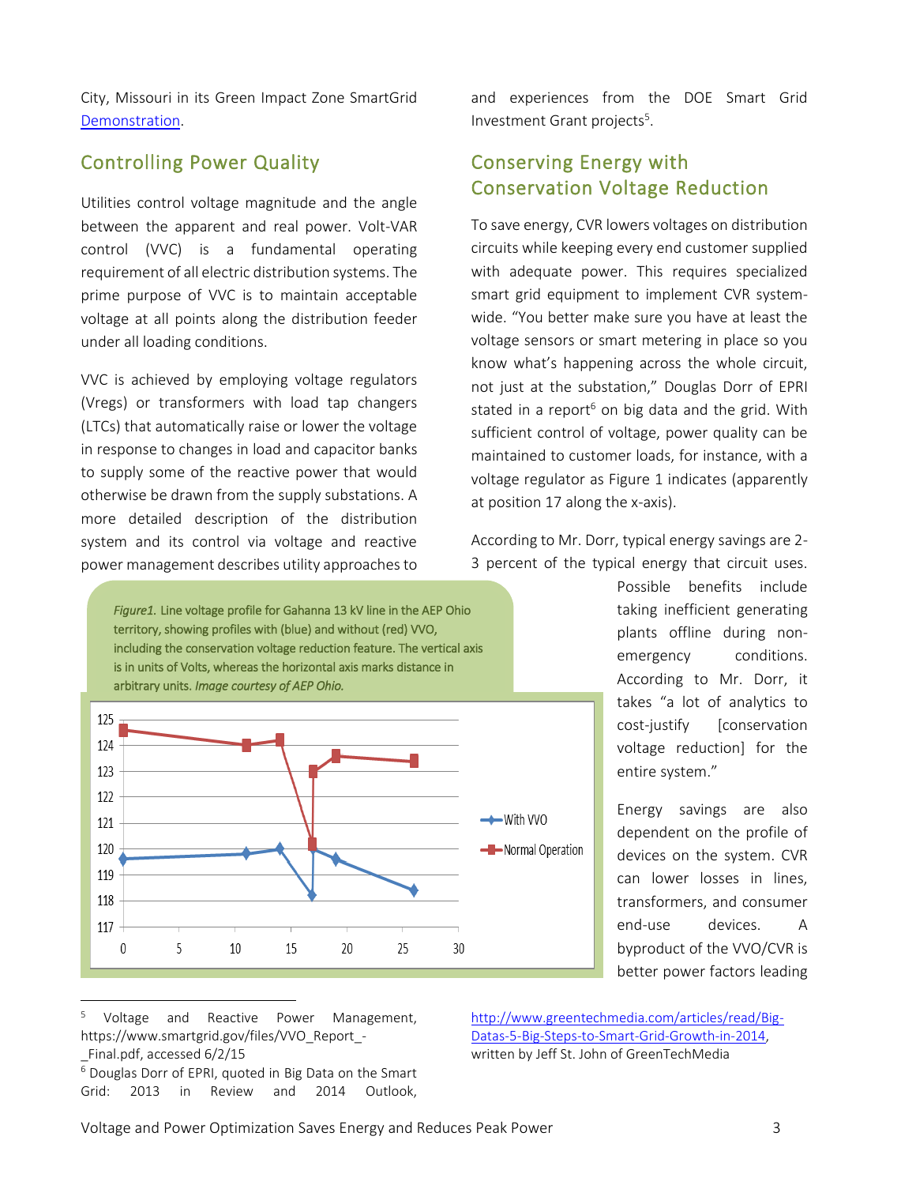City, Missouri in its Green Impact Zone SmartGrid Demonstration.

## Controlling Power Quality

Utilities control voltage magnitude and the angle between the apparent and real power. Volt-VAR control (VVC) is a fundamental operating requirement of all electric distribution systems. The prime purpose of VVC is to maintain acceptable voltage at all points along the distribution feeder under all loading conditions.

VVC is achieved by employing voltage regulators (Vregs) or transformers with load tap changers (LTCs) that automatically raise or lower the voltage in response to changes in load and capacitor banks to supply some of the reactive power that would otherwise be drawn from the supply substations. A more detailed description of the distribution system and its control via voltage and reactive power management describes utility approaches to and experiences from the DOE Smart Grid Investment Grant projects[5].

## Conserving Energy with Conservation Voltage Reduction

To save energy, CVR lowers voltages on distribution circuits while keeping every end customer supplied with adequate power. This requires specialized smart grid equipment to implement CVR system-wide. "You better make sure you have at least the voltage sensors or smart metering in place so you know what's happening across the whole circuit, not just at the substation," Douglas Dorr of EPRI stated in a report[6] on big data and the grid. With sufficient control of voltage, power quality can be maintained to customer loads, for instance, with a voltage regulator as Figure 1 indicates (apparently at position 17 along the x-axis).

According to Mr. Dorr, typical energy savings are 2-3 percent of the typical energy that circuit uses. Possible benefits include taking inefficient generating plants offline during non-emergency conditions. According to Mr. Dorr, it takes "a lot of analytics to cost-justify [conservation voltage reduction] for the entire system."

*Figure1.* Line voltage profile for Gahanna 13 kV line in the AEP Ohio territory, showing profiles with (blue) and without (red) VVO, including the conservation voltage reduction feature. The vertical axis is in units of Volts, whereas the horizontal axis marks distance in arbitrary units. *Image courtesy of AEP Ohio.*

Energy savings are also dependent on the profile of devices on the system. CVR can lower losses in lines, transformers, and consumer end-use devices. A byproduct of the VVO/CVR is better power factors leading

---

[5] Voltage and Reactive Power Management, https://www.smartgrid.gov/files/VVO_Report_-_Final.pdf, accessed 6/2/15

[6] Douglas Dorr of EPRI, quoted in Big Data on the Smart Grid: 2013 in Review and 2014 Outlook, http://www.greentechmedia.com/articles/read/Big-Datas-5-Big-Steps-to-Smart-Grid-Growth-in-2014, written by Jeff St. John of GreenTechMedia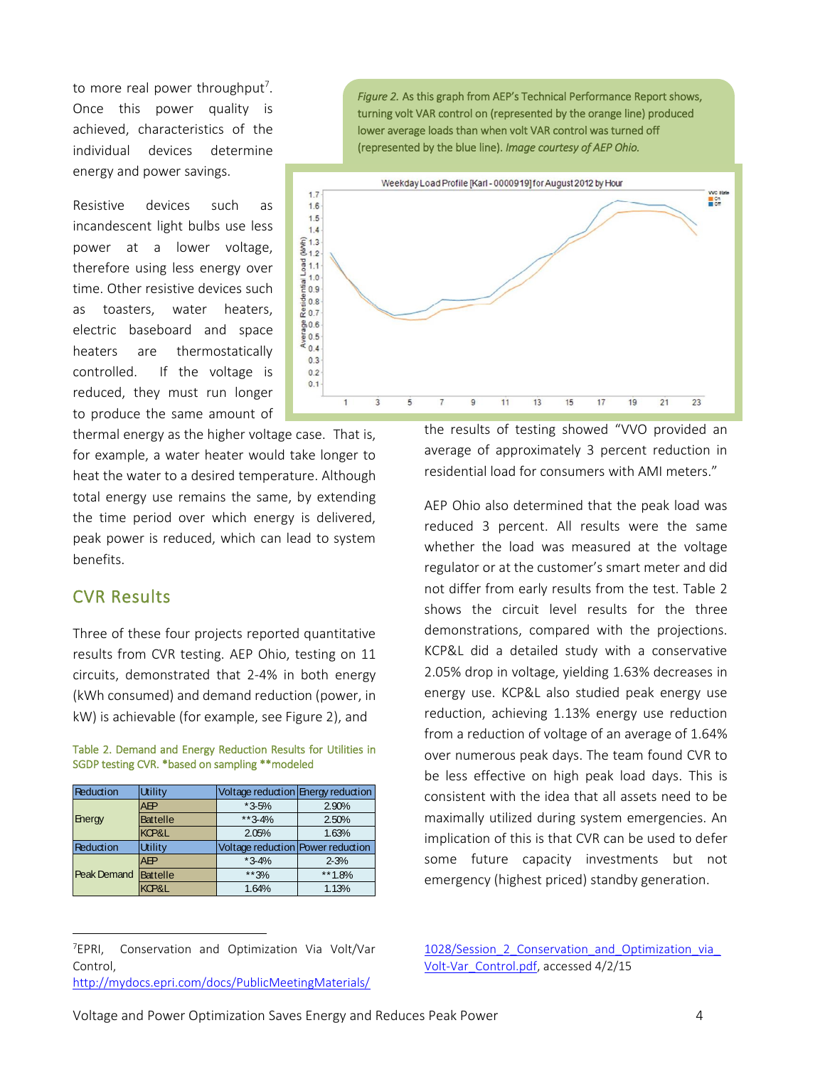to more real power throughput[7]. Once this power quality is achieved, characteristics of the individual devices determine energy and power savings.

Resistive devices such as incandescent light bulbs use less power at a lower voltage, therefore using less energy over time. Other resistive devices such as toasters, water heaters, electric baseboard and space heaters are thermostatically controlled. If the voltage is reduced, they must run longer to produce the same amount of thermal energy as the higher voltage case. That is, for example, a water heater would take longer to heat the water to a desired temperature. Although total energy use remains the same, by extending the time period over which energy is delivered, peak power is reduced, which can lead to system benefits.

*Figure 2.* As this graph from AEP's Technical Performance Report shows, turning volt VAR control on (represented by the orange line) produced lower average loads than when volt VAR control was turned off (represented by the blue line). *Image courtesy of AEP Ohio.*

## CVR Results

Three of these four projects reported quantitative results from CVR testing. AEP Ohio, testing on 11 circuits, demonstrated that 2-4% in both energy (kWh consumed) and demand reduction (power, in kW) is achievable (for example, see Figure 2), and the results of testing showed "VVO provided an average of approximately 3 percent reduction in residential load for consumers with AMI meters."

AEP Ohio also determined that the peak load was reduced 3 percent. All results were the same whether the load was measured at the voltage regulator or at the customer's smart meter and did not differ from early results from the test. Table 2 shows the circuit level results for the three demonstrations, compared with the projections. KCP&L did a detailed study with a conservative 2.05% drop in voltage, yielding 1.63% decreases in energy use. KCP&L also studied peak energy use reduction, achieving 1.13% energy use reduction from a reduction of voltage of an average of 1.64% over numerous peak days. The team found CVR to be less effective on high peak load days. This is consistent with the idea that all assets need to be maximally utilized during system emergencies. An implication of this is that CVR can be used to defer some future capacity investments but not emergency (highest priced) standby generation.

Table 2. Demand and Energy Reduction Results for Utilities in SGDP testing CVR. *based on sampling **modeled

| Reduction | Utility | Voltage reduction | Energy reduction |
|---|---|---|---|
| Energy | AEP | *3-5% | 2.90% |
| | Battelle | **3-4% | 2.50% |
| | KCP&L | 2.05% | 1.63% |
| **Reduction** | **Utility** | **Voltage reduction** | **Power reduction** |
| Peak Demand | AEP | *3-4% | 2-3% |
| | Battelle | **3% | **1.8% |
| | KCP&L | 1.64% | 1.13% |

---

[7] EPRI, Conservation and Optimization Via Volt/Var Control, http://mydocs.epri.com/docs/PublicMeetingMaterials/1028/Session_2_Conservation_and_Optimization_via_Volt-Var_Control.pdf, accessed 4/2/15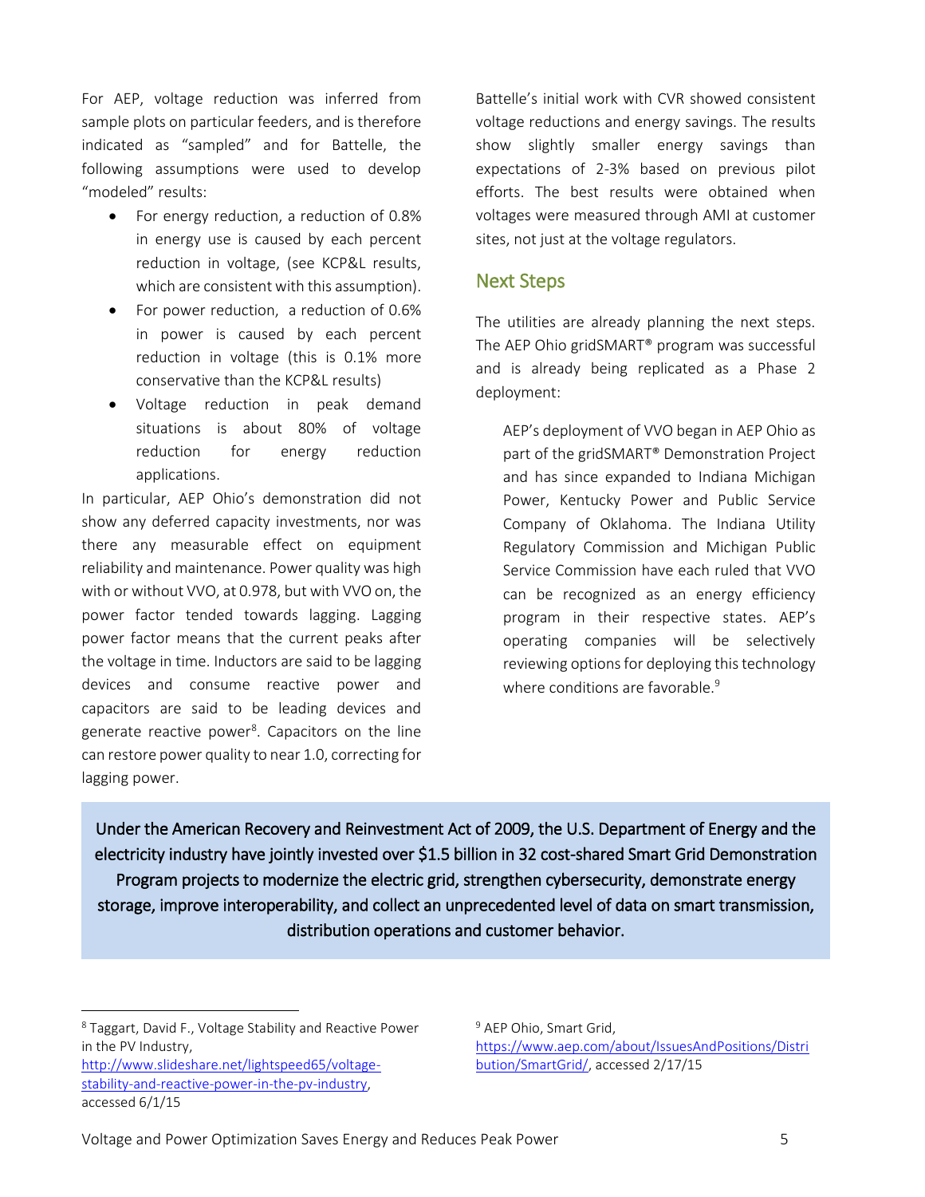For AEP, voltage reduction was inferred from sample plots on particular feeders, and is therefore indicated as "sampled" and for Battelle, the following assumptions were used to develop "modeled" results:

- For energy reduction, a reduction of 0.8% in energy use is caused by each percent reduction in voltage, (see KCP&L results, which are consistent with this assumption).
- For power reduction, a reduction of 0.6% in power is caused by each percent reduction in voltage (this is 0.1% more conservative than the KCP&L results)
- Voltage reduction in peak demand situations is about 80% of voltage reduction for energy reduction applications.

In particular, AEP Ohio's demonstration did not show any deferred capacity investments, nor was there any measurable effect on equipment reliability and maintenance. Power quality was high with or without VVO, at 0.978, but with VVO on, the power factor tended towards lagging. Lagging power factor means that the current peaks after the voltage in time. Inductors are said to be lagging devices and consume reactive power and capacitors are said to be leading devices and generate reactive power[8]. Capacitors on the line can restore power quality to near 1.0, correcting for lagging power.

Battelle's initial work with CVR showed consistent voltage reductions and energy savings. The results show slightly smaller energy savings than expectations of 2-3% based on previous pilot efforts. The best results were obtained when voltages were measured through AMI at customer sites, not just at the voltage regulators.

## Next Steps

The utilities are already planning the next steps. The AEP Ohio gridSMART® program was successful and is already being replicated as a Phase 2 deployment:

> AEP's deployment of VVO began in AEP Ohio as part of the gridSMART® Demonstration Project and has since expanded to Indiana Michigan Power, Kentucky Power and Public Service Company of Oklahoma. The Indiana Utility Regulatory Commission and Michigan Public Service Commission have each ruled that VVO can be recognized as an energy efficiency program in their respective states. AEP's operating companies will be selectively reviewing options for deploying this technology where conditions are favorable.[9]

**Under the American Recovery and Reinvestment Act of 2009, the U.S. Department of Energy and the electricity industry have jointly invested over $1.5 billion in 32 cost-shared Smart Grid Demonstration Program projects to modernize the electric grid, strengthen cybersecurity, demonstrate energy storage, improve interoperability, and collect an unprecedented level of data on smart transmission, distribution operations and customer behavior.**

---

[8] Taggart, David F., Voltage Stability and Reactive Power in the PV Industry, http://www.slideshare.net/lightspeed65/voltage-stability-and-reactive-power-in-the-pv-industry, accessed 6/1/15

[9] AEP Ohio, Smart Grid, https://www.aep.com/about/IssuesAndPositions/Distribution/SmartGrid/, accessed 2/17/15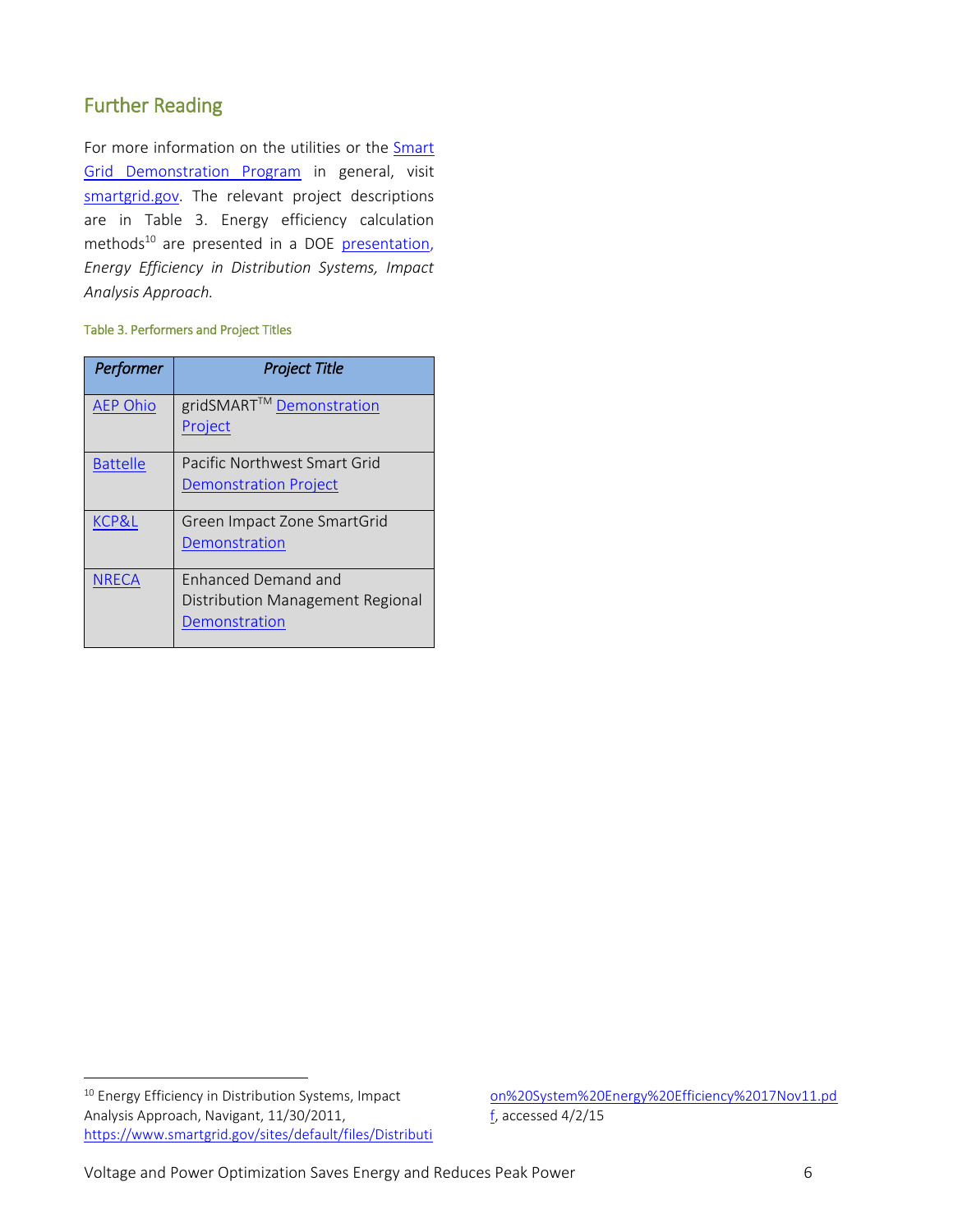## Further Reading

For more information on the utilities or the Smart Grid Demonstration Program in general, visit smartgrid.gov. The relevant project descriptions are in Table 3. Energy efficiency calculation methods[10] are presented in a DOE presentation, *Energy Efficiency in Distribution Systems, Impact Analysis Approach.*

Table 3. Performers and Project Titles

| *Performer* | *Project Title* |
|---|---|
| AEP Ohio | gridSMART™ Demonstration Project |
| Battelle | Pacific Northwest Smart Grid Demonstration Project |
| KCP&L | Green Impact Zone SmartGrid Demonstration |
| NRECA | Enhanced Demand and Distribution Management Regional Demonstration |

---

[10] Energy Efficiency in Distribution Systems, Impact Analysis Approach, Navigant, 11/30/2011, https://www.smartgrid.gov/sites/default/files/Distribution%20System%20Energy%20Efficiency%2017Nov11.pdf, accessed 4/2/15